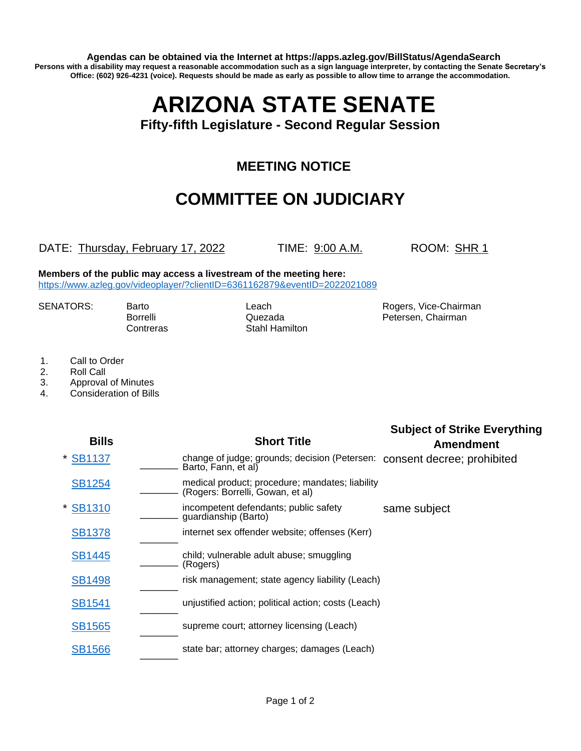**Agendas can be obtained via the Internet at https://apps.azleg.gov/BillStatus/AgendaSearch**

**Persons with a disability may request a reasonable accommodation such as a sign language interpreter, by contacting the Senate Secretary's Office: (602) 926-4231 (voice). Requests should be made as early as possible to allow time to arrange the accommodation.**

# ARIZONA STATE SENATE

## Fifty-fifth Legislature - Second Regular Session

## MEETING NOTICE

## COMMITTEE ON JUDICIARY

DATE: Thursday, February 17, 2022 TIME: 9:00 A.M. ROOM: SHR 1

**Members of the public may access a livestream of the meeting here:**
https://www.azleg.gov/videoplayer/?clientID=6361162879&eventID=2022021089

SENATORS: Barto, Borrelli, Contreras, Leach, Quezada, Stahl Hamilton, Rogers, Vice-Chairman, Petersen, Chairman

1. Call to Order
2. Roll Call
3. Approval of Minutes
4. Consideration of Bills

| Bills | | Short Title | Subject of Strike Everything Amendment |
|---|---|---|---|
| * SB1137 | ______ | change of judge; grounds; decision (Petersen: Barto, Fann, et al) | consent decree; prohibited |
| SB1254 | ______ | medical product; procedure; mandates; liability (Rogers: Borrelli, Gowan, et al) | |
| * SB1310 | ______ | incompetent defendants; public safety guardianship (Barto) | same subject |
| SB1378 | ______ | internet sex offender website; offenses (Kerr) | |
| SB1445 | ______ | child; vulnerable adult abuse; smuggling (Rogers) | |
| SB1498 | ______ | risk management; state agency liability (Leach) | |
| SB1541 | ______ | unjustified action; political action; costs (Leach) | |
| SB1565 | ______ | supreme court; attorney licensing (Leach) | |
| SB1566 | ______ | state bar; attorney charges; damages (Leach) | |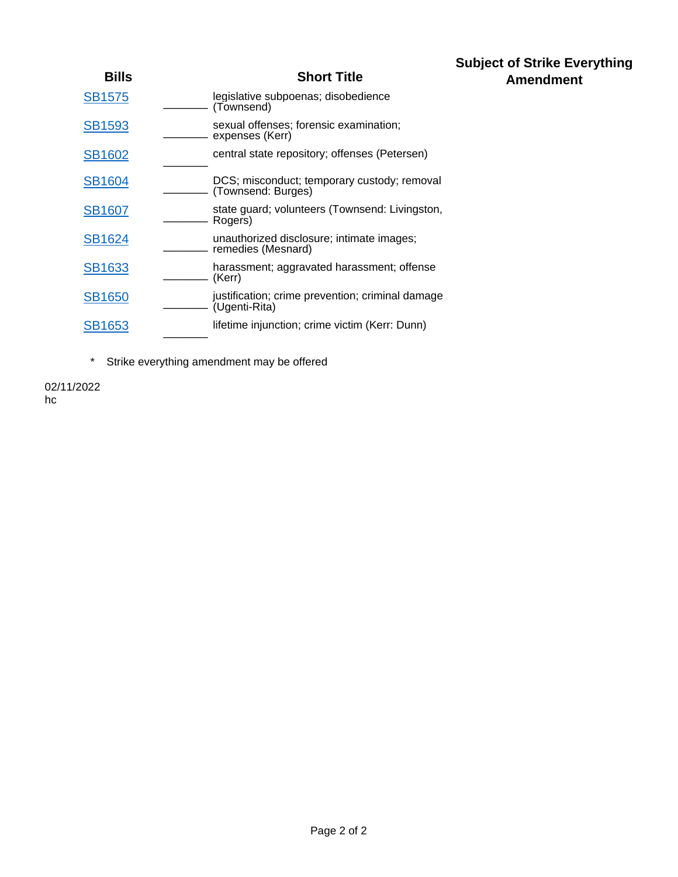| Bills | | Short Title | Subject of Strike Everything Amendment |
| --- | --- | --- | --- |
| SB1575 | ________ | legislative subpoenas; disobedience (Townsend) | |
| SB1593 | ________ | sexual offenses; forensic examination; expenses (Kerr) | |
| SB1602 | ________ | central state repository; offenses (Petersen) | |
| SB1604 | ________ | DCS; misconduct; temporary custody; removal (Townsend: Burges) | |
| SB1607 | ________ | state guard; volunteers (Townsend: Livingston, Rogers) | |
| SB1624 | ________ | unauthorized disclosure; intimate images; remedies (Mesnard) | |
| SB1633 | ________ | harassment; aggravated harassment; offense (Kerr) | |
| SB1650 | ________ | justification; crime prevention; criminal damage (Ugenti-Rita) | |
| SB1653 | ________ | lifetime injunction; crime victim (Kerr: Dunn) | |

\* Strike everything amendment may be offered

02/11/2022
hc